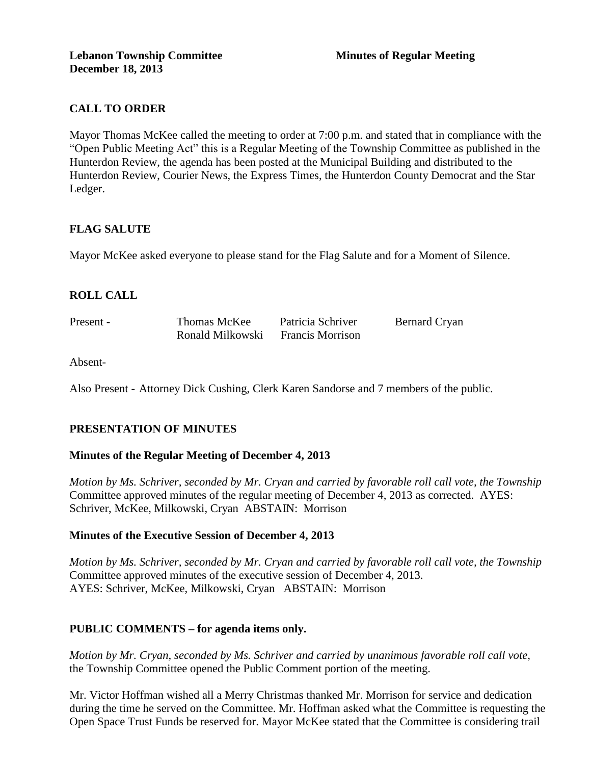**Lebanon Township Committee** **Minutes of Regular Meeting**
**December 18, 2013**

## CALL TO ORDER

Mayor Thomas McKee called the meeting to order at 7:00 p.m. and stated that in compliance with the "Open Public Meeting Act" this is a Regular Meeting of the Township Committee as published in the Hunterdon Review, the agenda has been posted at the Municipal Building and distributed to the Hunterdon Review, Courier News, the Express Times, the Hunterdon County Democrat and the Star Ledger.

## FLAG SALUTE

Mayor McKee asked everyone to please stand for the Flag Salute and for a Moment of Silence.

## ROLL CALL

| Present - | Thomas McKee | Patricia Schriver | Bernard Cryan |
|---|---|---|---|
| | Ronald Milkowski | Francis Morrison | |

Absent-

Also Present - Attorney Dick Cushing, Clerk Karen Sandorse and 7 members of the public.

## PRESENTATION OF MINUTES

### Minutes of the Regular Meeting of December 4, 2013

*Motion by Ms. Schriver, seconded by Mr. Cryan and carried by favorable roll call vote, the Township* Committee approved minutes of the regular meeting of December 4, 2013 as corrected. AYES: Schriver, McKee, Milkowski, Cryan ABSTAIN: Morrison

### Minutes of the Executive Session of December 4, 2013

*Motion by Ms. Schriver, seconded by Mr. Cryan and carried by favorable roll call vote, the Township* Committee approved minutes of the executive session of December 4, 2013.
AYES: Schriver, McKee, Milkowski, Cryan ABSTAIN: Morrison

## PUBLIC COMMENTS – for agenda items only.

*Motion by Mr. Cryan, seconded by Ms. Schriver and carried by unanimous favorable roll call vote,* the Township Committee opened the Public Comment portion of the meeting.

Mr. Victor Hoffman wished all a Merry Christmas thanked Mr. Morrison for service and dedication during the time he served on the Committee. Mr. Hoffman asked what the Committee is requesting the Open Space Trust Funds be reserved for. Mayor McKee stated that the Committee is considering trail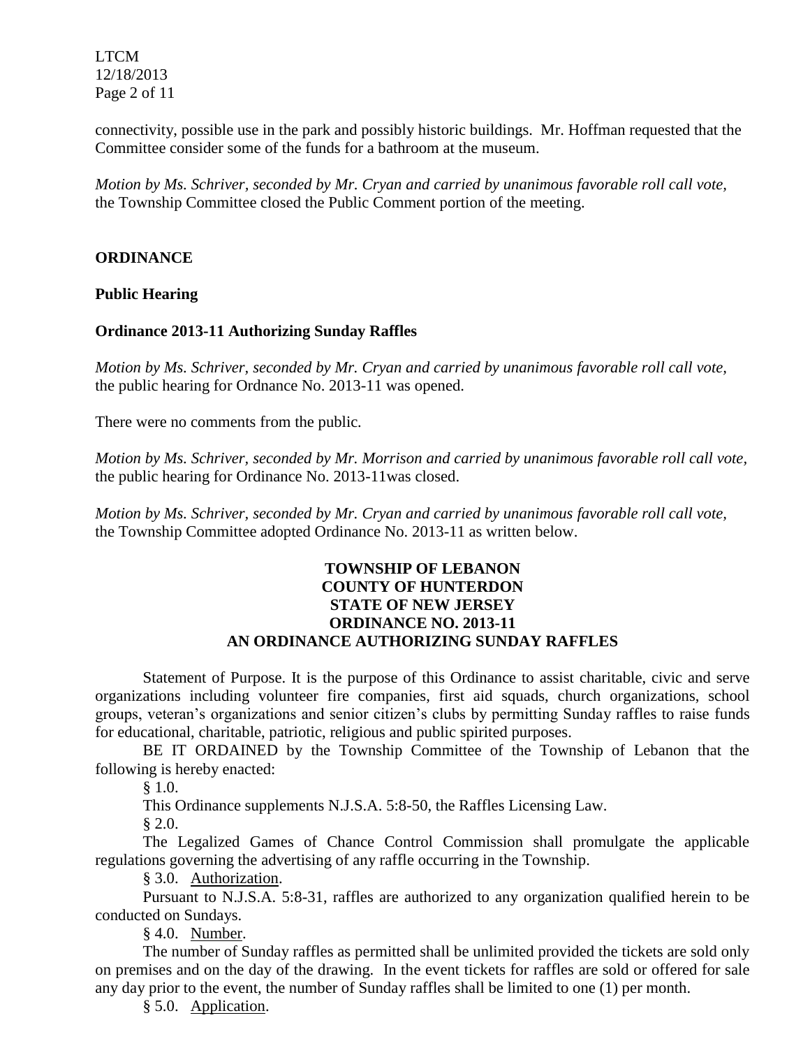connectivity, possible use in the park and possibly historic buildings. Mr. Hoffman requested that the Committee consider some of the funds for a bathroom at the museum.

*Motion by Ms. Schriver, seconded by Mr. Cryan and carried by unanimous favorable roll call vote,* the Township Committee closed the Public Comment portion of the meeting.

**ORDINANCE**

**Public Hearing**

**Ordinance 2013-11 Authorizing Sunday Raffles**

*Motion by Ms. Schriver, seconded by Mr. Cryan and carried by unanimous favorable roll call vote,* the public hearing for Ordnance No. 2013-11 was opened.

There were no comments from the public.

*Motion by Ms. Schriver, seconded by Mr. Morrison and carried by unanimous favorable roll call vote,* the public hearing for Ordinance No. 2013-11was closed.

*Motion by Ms. Schriver, seconded by Mr. Cryan and carried by unanimous favorable roll call vote,* the Township Committee adopted Ordinance No. 2013-11 as written below.

**TOWNSHIP OF LEBANON**
**COUNTY OF HUNTERDON**
**STATE OF NEW JERSEY**
**ORDINANCE NO. 2013-11**
**AN ORDINANCE AUTHORIZING SUNDAY RAFFLES**

Statement of Purpose. It is the purpose of this Ordinance to assist charitable, civic and serve organizations including volunteer fire companies, first aid squads, church organizations, school groups, veteran's organizations and senior citizen's clubs by permitting Sunday raffles to raise funds for educational, charitable, patriotic, religious and public spirited purposes.

BE IT ORDAINED by the Township Committee of the Township of Lebanon that the following is hereby enacted:

§ 1.0.

This Ordinance supplements N.J.S.A. 5:8-50, the Raffles Licensing Law.

§ 2.0.

The Legalized Games of Chance Control Commission shall promulgate the applicable regulations governing the advertising of any raffle occurring in the Township.

§ 3.0. Authorization.

Pursuant to N.J.S.A. 5:8-31, raffles are authorized to any organization qualified herein to be conducted on Sundays.

§ 4.0. Number.

The number of Sunday raffles as permitted shall be unlimited provided the tickets are sold only on premises and on the day of the drawing. In the event tickets for raffles are sold or offered for sale any day prior to the event, the number of Sunday raffles shall be limited to one (1) per month.

§ 5.0. Application.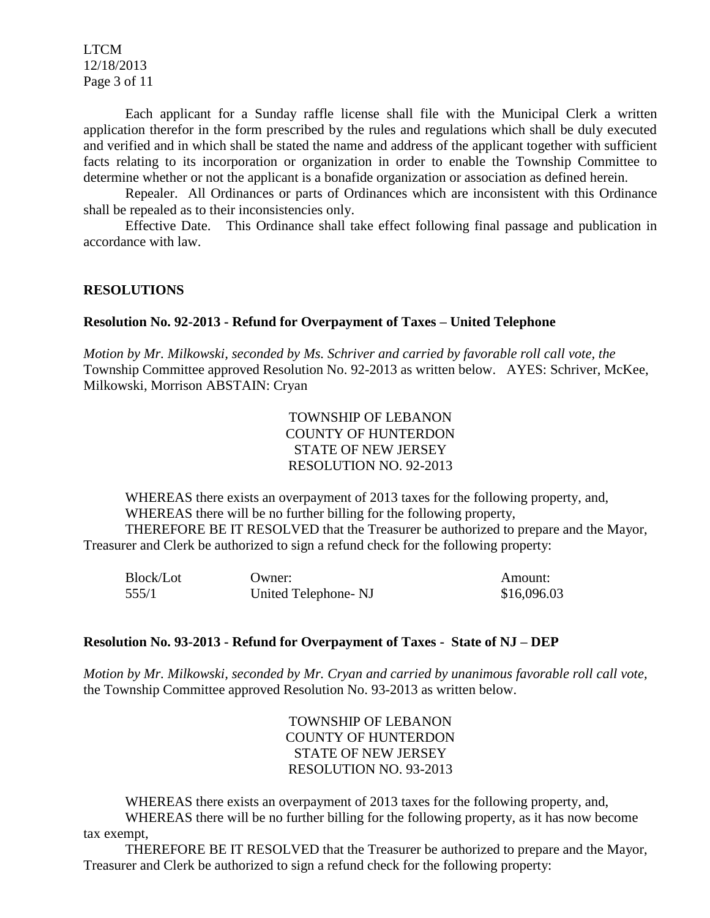Each applicant for a Sunday raffle license shall file with the Municipal Clerk a written application therefor in the form prescribed by the rules and regulations which shall be duly executed and verified and in which shall be stated the name and address of the applicant together with sufficient facts relating to its incorporation or organization in order to enable the Township Committee to determine whether or not the applicant is a bonafide organization or association as defined herein.

Repealer. All Ordinances or parts of Ordinances which are inconsistent with this Ordinance shall be repealed as to their inconsistencies only.

Effective Date. This Ordinance shall take effect following final passage and publication in accordance with law.

**RESOLUTIONS**

**Resolution No. 92-2013 - Refund for Overpayment of Taxes – United Telephone**

*Motion by Mr. Milkowski, seconded by Ms. Schriver and carried by favorable roll call vote, the* Township Committee approved Resolution No. 92-2013 as written below. AYES: Schriver, McKee, Milkowski, Morrison ABSTAIN: Cryan

TOWNSHIP OF LEBANON
COUNTY OF HUNTERDON
STATE OF NEW JERSEY
RESOLUTION NO. 92-2013

WHEREAS there exists an overpayment of 2013 taxes for the following property, and,
WHEREAS there will be no further billing for the following property,
THEREFORE BE IT RESOLVED that the Treasurer be authorized to prepare and the Mayor, Treasurer and Clerk be authorized to sign a refund check for the following property:

| Block/Lot | Owner: | Amount: |
|---|---|---|
| 555/1 | United Telephone- NJ | \$16,096.03 |

**Resolution No. 93-2013 - Refund for Overpayment of Taxes - State of NJ – DEP**

*Motion by Mr. Milkowski, seconded by Mr. Cryan and carried by unanimous favorable roll call vote,* the Township Committee approved Resolution No. 93-2013 as written below.

TOWNSHIP OF LEBANON
COUNTY OF HUNTERDON
STATE OF NEW JERSEY
RESOLUTION NO. 93-2013

WHEREAS there exists an overpayment of 2013 taxes for the following property, and,
WHEREAS there will be no further billing for the following property, as it has now become tax exempt,
THEREFORE BE IT RESOLVED that the Treasurer be authorized to prepare and the Mayor, Treasurer and Clerk be authorized to sign a refund check for the following property: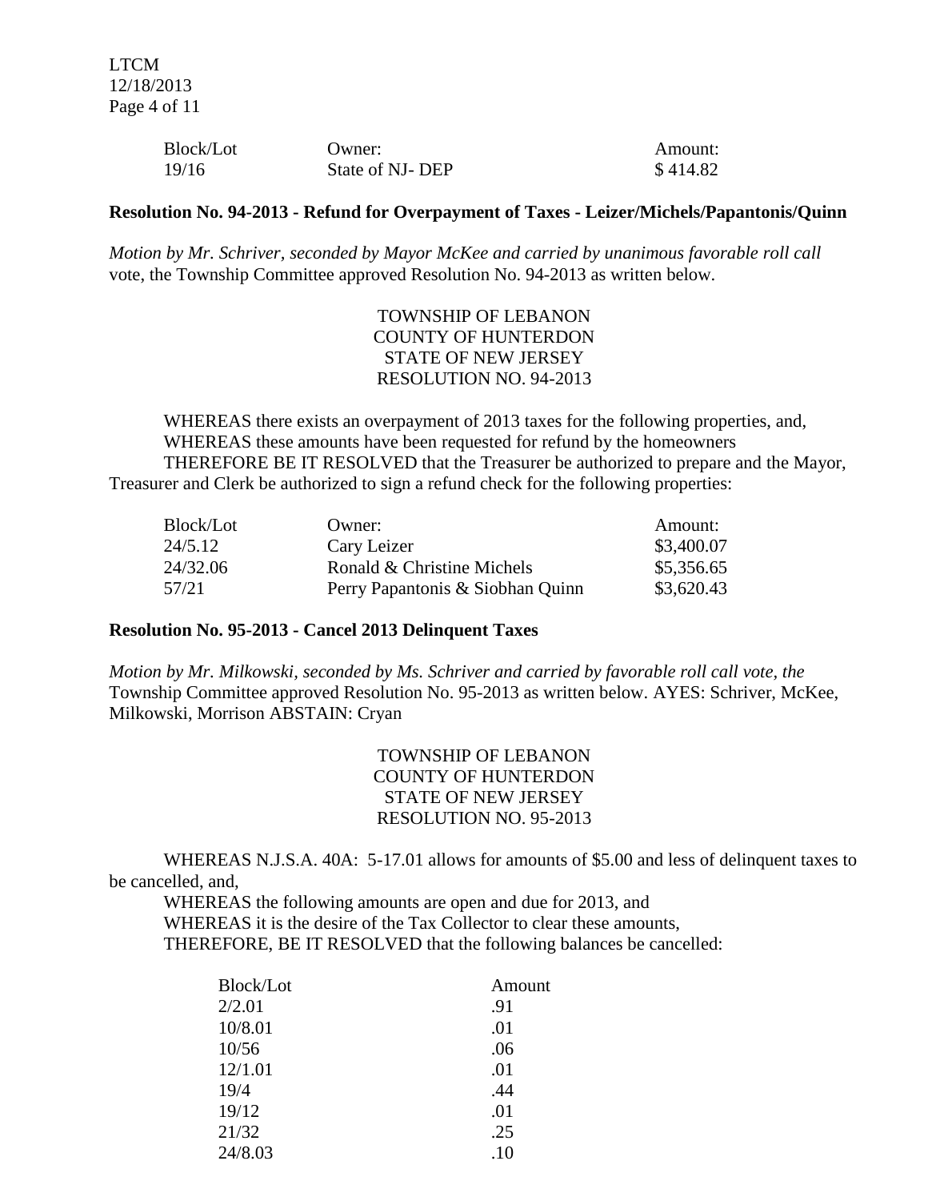| Block/Lot | Owner: | Amount: |
|---|---|---|
| 19/16 | State of NJ- DEP | $ 414.82 |

**Resolution No. 94-2013 - Refund for Overpayment of Taxes - Leizer/Michels/Papantonis/Quinn**

*Motion by Mr. Schriver, seconded by Mayor McKee and carried by unanimous favorable roll call* vote, the Township Committee approved Resolution No. 94-2013 as written below.

TOWNSHIP OF LEBANON
COUNTY OF HUNTERDON
STATE OF NEW JERSEY
RESOLUTION NO. 94-2013

WHEREAS there exists an overpayment of 2013 taxes for the following properties, and,
WHEREAS these amounts have been requested for refund by the homeowners
THEREFORE BE IT RESOLVED that the Treasurer be authorized to prepare and the Mayor, Treasurer and Clerk be authorized to sign a refund check for the following properties:

| Block/Lot | Owner: | Amount: |
|---|---|---|
| 24/5.12 | Cary Leizer | $3,400.07 |
| 24/32.06 | Ronald & Christine Michels | $5,356.65 |
| 57/21 | Perry Papantonis & Siobhan Quinn | $3,620.43 |

**Resolution No. 95-2013 - Cancel 2013 Delinquent Taxes**

*Motion by Mr. Milkowski, seconded by Ms. Schriver and carried by favorable roll call vote, the* Township Committee approved Resolution No. 95-2013 as written below. AYES: Schriver, McKee, Milkowski, Morrison ABSTAIN: Cryan

TOWNSHIP OF LEBANON
COUNTY OF HUNTERDON
STATE OF NEW JERSEY
RESOLUTION NO. 95-2013

WHEREAS N.J.S.A. 40A: 5-17.01 allows for amounts of $5.00 and less of delinquent taxes to be cancelled, and,
WHEREAS the following amounts are open and due for 2013, and
WHEREAS it is the desire of the Tax Collector to clear these amounts,
THEREFORE, BE IT RESOLVED that the following balances be cancelled:

| Block/Lot | Amount |
|---|---|
| 2/2.01 | .91 |
| 10/8.01 | .01 |
| 10/56 | .06 |
| 12/1.01 | .01 |
| 19/4 | .44 |
| 19/12 | .01 |
| 21/32 | .25 |
| 24/8.03 | .10 |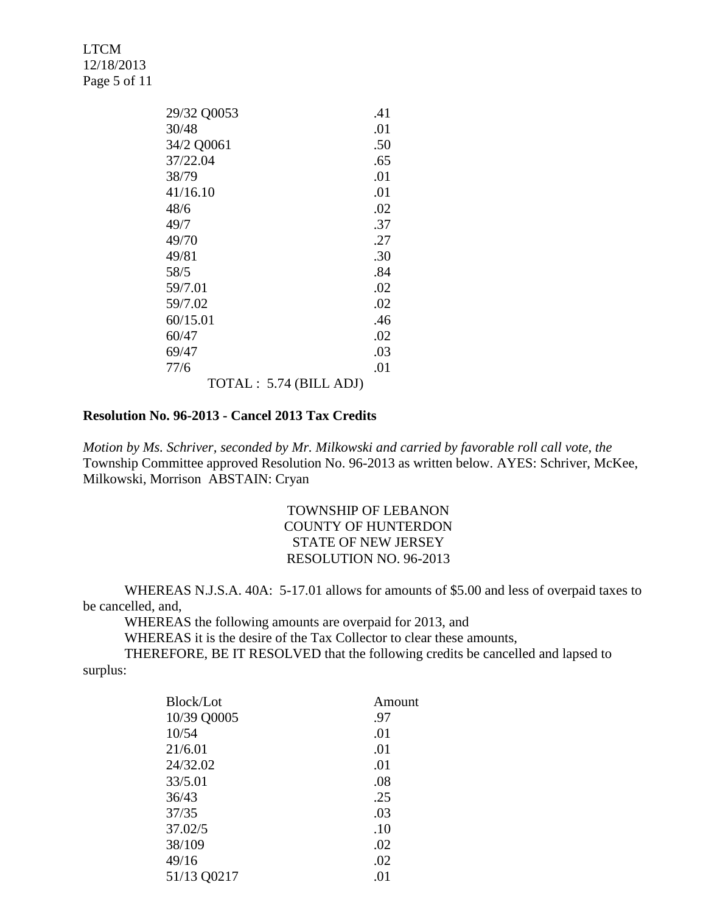| | |
|---|---|
| 29/32 Q0053 | .41 |
| 30/48 | .01 |
| 34/2 Q0061 | .50 |
| 37/22.04 | .65 |
| 38/79 | .01 |
| 41/16.10 | .01 |
| 48/6 | .02 |
| 49/7 | .37 |
| 49/70 | .27 |
| 49/81 | .30 |
| 58/5 | .84 |
| 59/7.01 | .02 |
| 59/7.02 | .02 |
| 60/15.01 | .46 |
| 60/47 | .02 |
| 69/47 | .03 |
| 77/6 | .01 |

TOTAL : 5.74 (BILL ADJ)

**Resolution No. 96-2013 - Cancel 2013 Tax Credits**

*Motion by Ms. Schriver, seconded by Mr. Milkowski and carried by favorable roll call vote, the* Township Committee approved Resolution No. 96-2013 as written below. AYES: Schriver, McKee, Milkowski, Morrison ABSTAIN: Cryan

TOWNSHIP OF LEBANON
COUNTY OF HUNTERDON
STATE OF NEW JERSEY
RESOLUTION NO. 96-2013

WHEREAS N.J.S.A. 40A: 5-17.01 allows for amounts of $5.00 and less of overpaid taxes to be cancelled, and,

WHEREAS the following amounts are overpaid for 2013, and

WHEREAS it is the desire of the Tax Collector to clear these amounts,

THEREFORE, BE IT RESOLVED that the following credits be cancelled and lapsed to surplus:

| Block/Lot | Amount |
|---|---|
| 10/39 Q0005 | .97 |
| 10/54 | .01 |
| 21/6.01 | .01 |
| 24/32.02 | .01 |
| 33/5.01 | .08 |
| 36/43 | .25 |
| 37/35 | .03 |
| 37.02/5 | .10 |
| 38/109 | .02 |
| 49/16 | .02 |
| 51/13 Q0217 | .01 |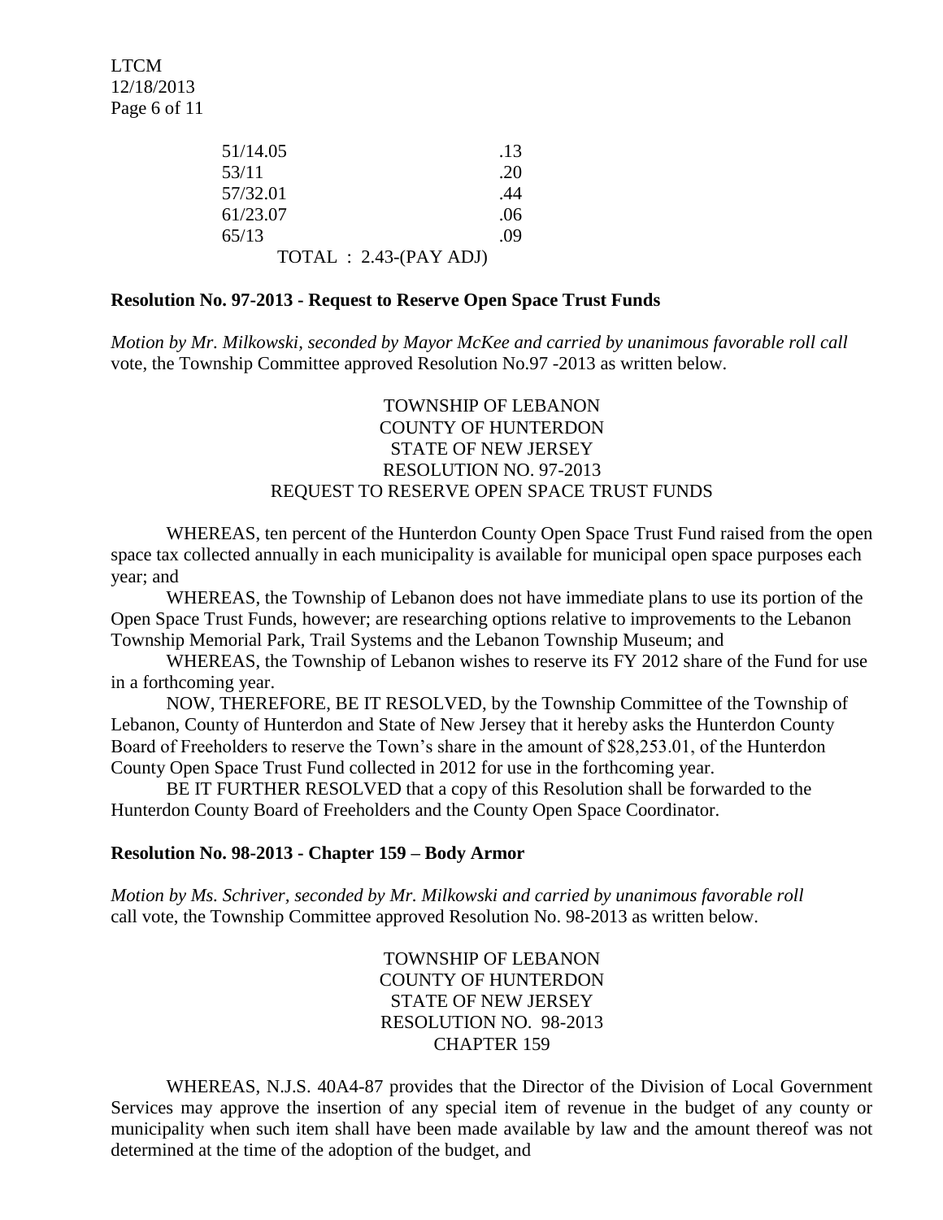| | |
|---|---|
| 51/14.05 | .13 |
| 53/11 | .20 |
| 57/32.01 | .44 |
| 61/23.07 | .06 |
| 65/13 | .09 |
| TOTAL : 2.43-(PAY ADJ) | |

**Resolution No. 97-2013 - Request to Reserve Open Space Trust Funds**

*Motion by Mr. Milkowski, seconded by Mayor McKee and carried by unanimous favorable roll call* vote, the Township Committee approved Resolution No.97 -2013 as written below.

TOWNSHIP OF LEBANON
COUNTY OF HUNTERDON
STATE OF NEW JERSEY
RESOLUTION NO. 97-2013
REQUEST TO RESERVE OPEN SPACE TRUST FUNDS

WHEREAS, ten percent of the Hunterdon County Open Space Trust Fund raised from the open space tax collected annually in each municipality is available for municipal open space purposes each year; and

WHEREAS, the Township of Lebanon does not have immediate plans to use its portion of the Open Space Trust Funds, however; are researching options relative to improvements to the Lebanon Township Memorial Park, Trail Systems and the Lebanon Township Museum; and

WHEREAS, the Township of Lebanon wishes to reserve its FY 2012 share of the Fund for use in a forthcoming year.

NOW, THEREFORE, BE IT RESOLVED, by the Township Committee of the Township of Lebanon, County of Hunterdon and State of New Jersey that it hereby asks the Hunterdon County Board of Freeholders to reserve the Town's share in the amount of $28,253.01, of the Hunterdon County Open Space Trust Fund collected in 2012 for use in the forthcoming year.

BE IT FURTHER RESOLVED that a copy of this Resolution shall be forwarded to the Hunterdon County Board of Freeholders and the County Open Space Coordinator.

**Resolution No. 98-2013 - Chapter 159 – Body Armor**

*Motion by Ms. Schriver, seconded by Mr. Milkowski and carried by unanimous favorable roll* call vote, the Township Committee approved Resolution No. 98-2013 as written below.

TOWNSHIP OF LEBANON
COUNTY OF HUNTERDON
STATE OF NEW JERSEY
RESOLUTION NO. 98-2013
CHAPTER 159

WHEREAS, N.J.S. 40A4-87 provides that the Director of the Division of Local Government Services may approve the insertion of any special item of revenue in the budget of any county or municipality when such item shall have been made available by law and the amount thereof was not determined at the time of the adoption of the budget, and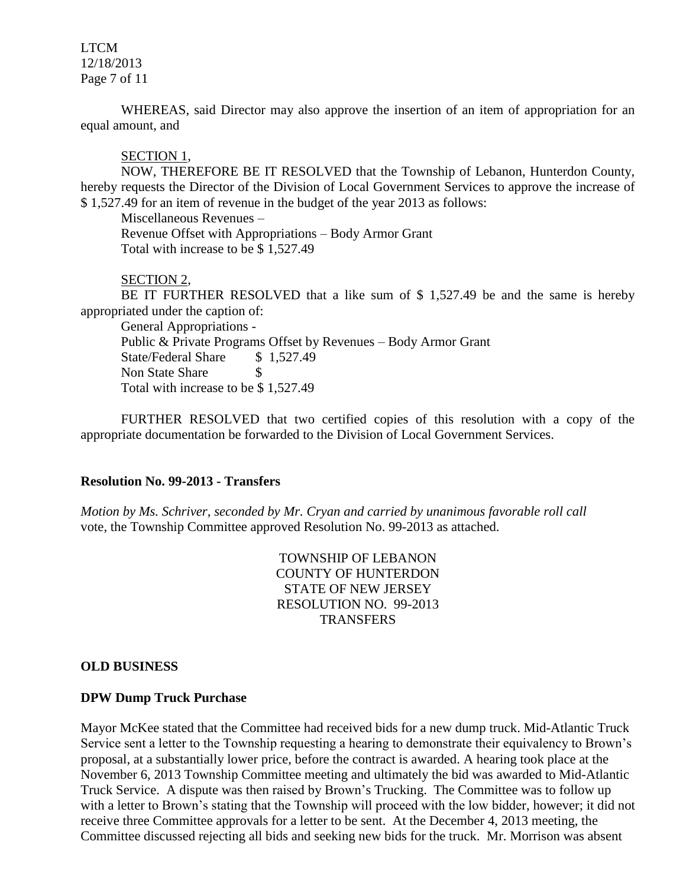WHEREAS, said Director may also approve the insertion of an item of appropriation for an equal amount, and

SECTION 1,

NOW, THEREFORE BE IT RESOLVED that the Township of Lebanon, Hunterdon County, hereby requests the Director of the Division of Local Government Services to approve the increase of $ 1,527.49 for an item of revenue in the budget of the year 2013 as follows:

Miscellaneous Revenues –
Revenue Offset with Appropriations – Body Armor Grant
Total with increase to be $ 1,527.49

SECTION 2,

BE IT FURTHER RESOLVED that a like sum of $ 1,527.49 be and the same is hereby appropriated under the caption of:

General Appropriations -
Public & Private Programs Offset by Revenues – Body Armor Grant
State/Federal Share $ 1,527.49
Non State Share $
Total with increase to be $ 1,527.49

FURTHER RESOLVED that two certified copies of this resolution with a copy of the appropriate documentation be forwarded to the Division of Local Government Services.

**Resolution No. 99-2013 - Transfers**

*Motion by Ms. Schriver, seconded by Mr. Cryan and carried by unanimous favorable roll call* vote, the Township Committee approved Resolution No. 99-2013 as attached.

TOWNSHIP OF LEBANON
COUNTY OF HUNTERDON
STATE OF NEW JERSEY
RESOLUTION NO. 99-2013
TRANSFERS

**OLD BUSINESS**

**DPW Dump Truck Purchase**

Mayor McKee stated that the Committee had received bids for a new dump truck. Mid-Atlantic Truck Service sent a letter to the Township requesting a hearing to demonstrate their equivalency to Brown's proposal, at a substantially lower price, before the contract is awarded. A hearing took place at the November 6, 2013 Township Committee meeting and ultimately the bid was awarded to Mid-Atlantic Truck Service. A dispute was then raised by Brown's Trucking. The Committee was to follow up with a letter to Brown's stating that the Township will proceed with the low bidder, however; it did not receive three Committee approvals for a letter to be sent. At the December 4, 2013 meeting, the Committee discussed rejecting all bids and seeking new bids for the truck. Mr. Morrison was absent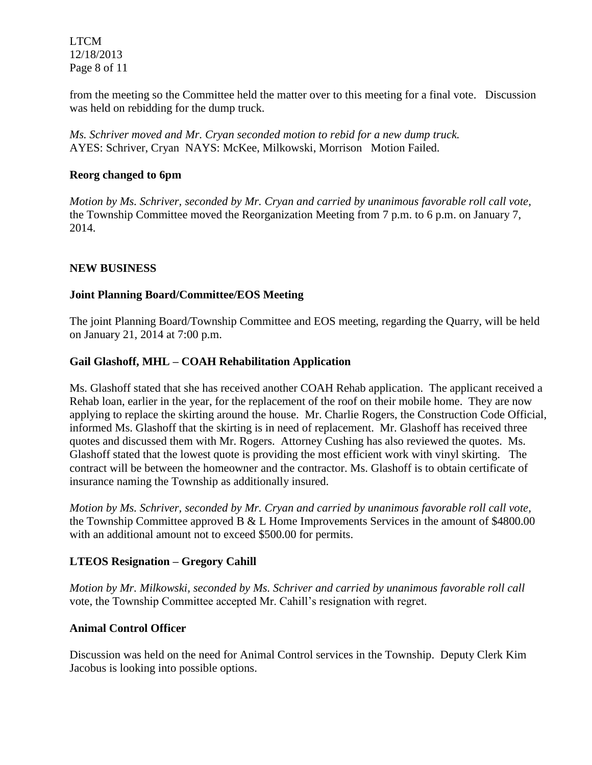from the meeting so the Committee held the matter over to this meeting for a final vote. Discussion was held on rebidding for the dump truck.

*Ms. Schriver moved and Mr. Cryan seconded motion to rebid for a new dump truck.*
AYES: Schriver, Cryan NAYS: McKee, Milkowski, Morrison Motion Failed.

**Reorg changed to 6pm**

*Motion by Ms. Schriver, seconded by Mr. Cryan and carried by unanimous favorable roll call vote,* the Township Committee moved the Reorganization Meeting from 7 p.m. to 6 p.m. on January 7, 2014.

**NEW BUSINESS**

**Joint Planning Board/Committee/EOS Meeting**

The joint Planning Board/Township Committee and EOS meeting, regarding the Quarry, will be held on January 21, 2014 at 7:00 p.m.

**Gail Glashoff, MHL – COAH Rehabilitation Application**

Ms. Glashoff stated that she has received another COAH Rehab application. The applicant received a Rehab loan, earlier in the year, for the replacement of the roof on their mobile home. They are now applying to replace the skirting around the house. Mr. Charlie Rogers, the Construction Code Official, informed Ms. Glashoff that the skirting is in need of replacement. Mr. Glashoff has received three quotes and discussed them with Mr. Rogers. Attorney Cushing has also reviewed the quotes. Ms. Glashoff stated that the lowest quote is providing the most efficient work with vinyl skirting. The contract will be between the homeowner and the contractor. Ms. Glashoff is to obtain certificate of insurance naming the Township as additionally insured.

*Motion by Ms. Schriver, seconded by Mr. Cryan and carried by unanimous favorable roll call vote,* the Township Committee approved B & L Home Improvements Services in the amount of $4800.00 with an additional amount not to exceed $500.00 for permits.

**LTEOS Resignation – Gregory Cahill**

*Motion by Mr. Milkowski, seconded by Ms. Schriver and carried by unanimous favorable roll call* vote, the Township Committee accepted Mr. Cahill's resignation with regret.

**Animal Control Officer**

Discussion was held on the need for Animal Control services in the Township. Deputy Clerk Kim Jacobus is looking into possible options.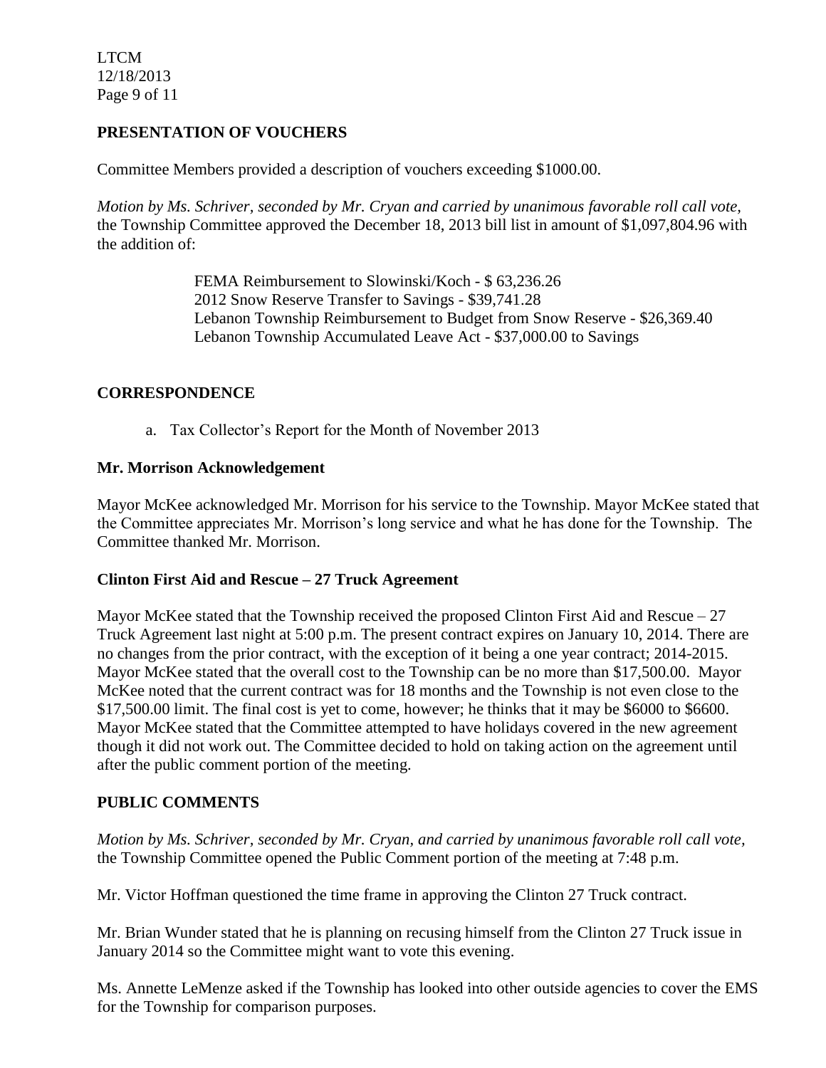**PRESENTATION OF VOUCHERS**

Committee Members provided a description of vouchers exceeding $1000.00.

*Motion by Ms. Schriver, seconded by Mr. Cryan and carried by unanimous favorable roll call vote,* the Township Committee approved the December 18, 2013 bill list in amount of $1,097,804.96 with the addition of:

FEMA Reimbursement to Slowinski/Koch - $ 63,236.26
2012 Snow Reserve Transfer to Savings - $39,741.28
Lebanon Township Reimbursement to Budget from Snow Reserve - $26,369.40
Lebanon Township Accumulated Leave Act - $37,000.00 to Savings

**CORRESPONDENCE**

a. Tax Collector's Report for the Month of November 2013

**Mr. Morrison Acknowledgement**

Mayor McKee acknowledged Mr. Morrison for his service to the Township. Mayor McKee stated that the Committee appreciates Mr. Morrison's long service and what he has done for the Township. The Committee thanked Mr. Morrison.

**Clinton First Aid and Rescue – 27 Truck Agreement**

Mayor McKee stated that the Township received the proposed Clinton First Aid and Rescue – 27 Truck Agreement last night at 5:00 p.m. The present contract expires on January 10, 2014. There are no changes from the prior contract, with the exception of it being a one year contract; 2014-2015. Mayor McKee stated that the overall cost to the Township can be no more than $17,500.00. Mayor McKee noted that the current contract was for 18 months and the Township is not even close to the $17,500.00 limit. The final cost is yet to come, however; he thinks that it may be $6000 to $6600. Mayor McKee stated that the Committee attempted to have holidays covered in the new agreement though it did not work out. The Committee decided to hold on taking action on the agreement until after the public comment portion of the meeting.

**PUBLIC COMMENTS**

*Motion by Ms. Schriver, seconded by Mr. Cryan, and carried by unanimous favorable roll call vote,* the Township Committee opened the Public Comment portion of the meeting at 7:48 p.m.

Mr. Victor Hoffman questioned the time frame in approving the Clinton 27 Truck contract.

Mr. Brian Wunder stated that he is planning on recusing himself from the Clinton 27 Truck issue in January 2014 so the Committee might want to vote this evening.

Ms. Annette LeMenze asked if the Township has looked into other outside agencies to cover the EMS for the Township for comparison purposes.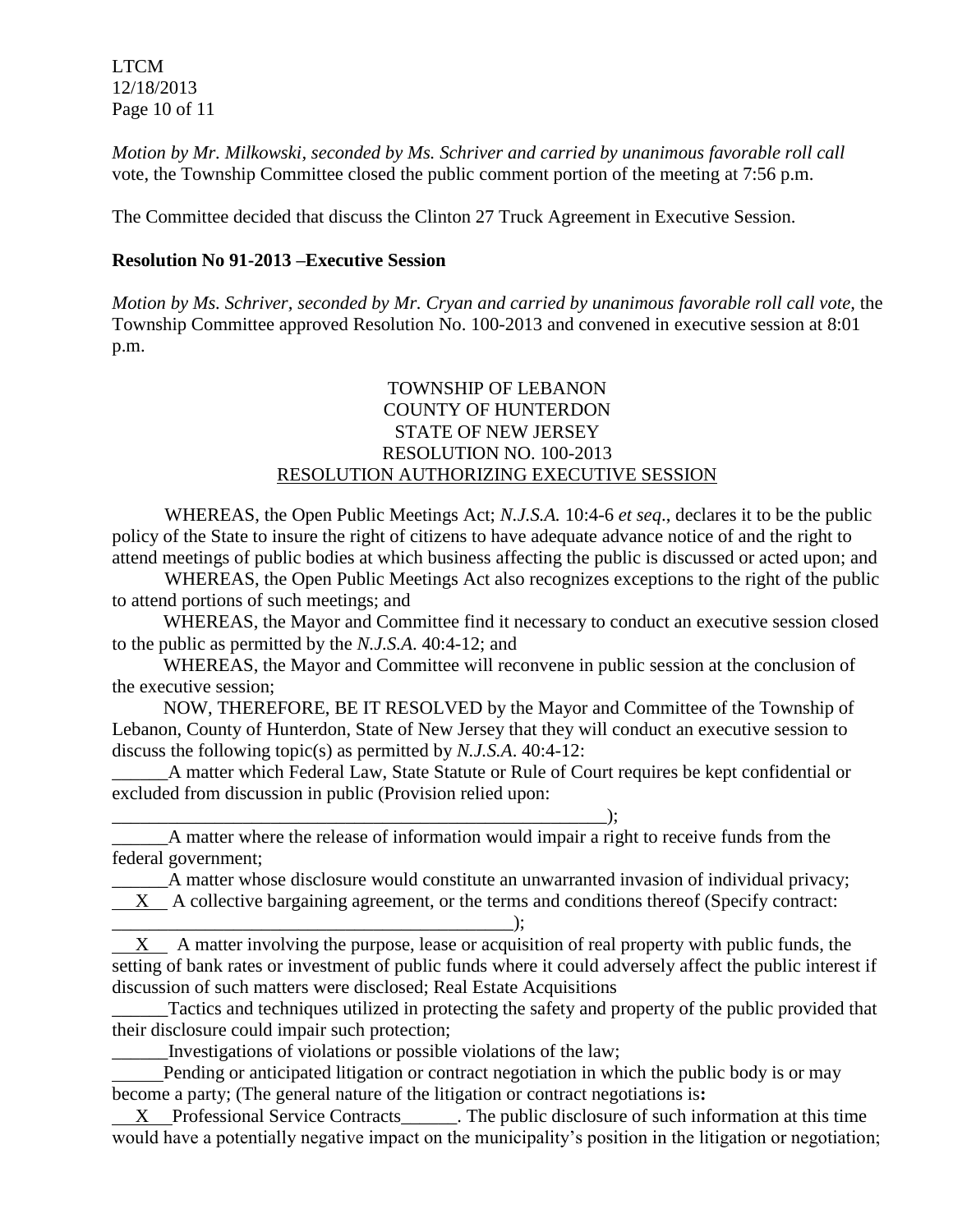*Motion by Mr. Milkowski, seconded by Ms. Schriver and carried by unanimous favorable roll call* vote, the Township Committee closed the public comment portion of the meeting at 7:56 p.m.

The Committee decided that discuss the Clinton 27 Truck Agreement in Executive Session.

**Resolution No 91-2013 –Executive Session**

*Motion by Ms. Schriver, seconded by Mr. Cryan and carried by unanimous favorable roll call vote,* the Township Committee approved Resolution No. 100-2013 and convened in executive session at 8:01 p.m.

TOWNSHIP OF LEBANON
COUNTY OF HUNTERDON
STATE OF NEW JERSEY
RESOLUTION NO. 100-2013
RESOLUTION AUTHORIZING EXECUTIVE SESSION

WHEREAS, the Open Public Meetings Act; *N.J.S.A.* 10:4-6 *et seq*., declares it to be the public policy of the State to insure the right of citizens to have adequate advance notice of and the right to attend meetings of public bodies at which business affecting the public is discussed or acted upon; and

WHEREAS, the Open Public Meetings Act also recognizes exceptions to the right of the public to attend portions of such meetings; and

WHEREAS, the Mayor and Committee find it necessary to conduct an executive session closed to the public as permitted by the *N.J.S.A.* 40:4-12; and

WHEREAS, the Mayor and Committee will reconvene in public session at the conclusion of the executive session;

NOW, THEREFORE, BE IT RESOLVED by the Mayor and Committee of the Township of Lebanon, County of Hunterdon, State of New Jersey that they will conduct an executive session to discuss the following topic(s) as permitted by *N.J.S.A*. 40:4-12:

______A matter which Federal Law, State Statute or Rule of Court requires be kept confidential or excluded from discussion in public (Provision relied upon: _______________________________________________________);

______A matter where the release of information would impair a right to receive funds from the federal government;

______A matter whose disclosure would constitute an unwarranted invasion of individual privacy;

__X__ A collective bargaining agreement, or the terms and conditions thereof (Specify contract: ___________________________________________);

__X__ A matter involving the purpose, lease or acquisition of real property with public funds, the setting of bank rates or investment of public funds where it could adversely affect the public interest if discussion of such matters were disclosed; Real Estate Acquisitions

______Tactics and techniques utilized in protecting the safety and property of the public provided that their disclosure could impair such protection;

______Investigations of violations or possible violations of the law;

______Pending or anticipated litigation or contract negotiation in which the public body is or may become a party; (The general nature of the litigation or contract negotiations is**:**

__X__ Professional Service Contracts______. The public disclosure of such information at this time would have a potentially negative impact on the municipality's position in the litigation or negotiation;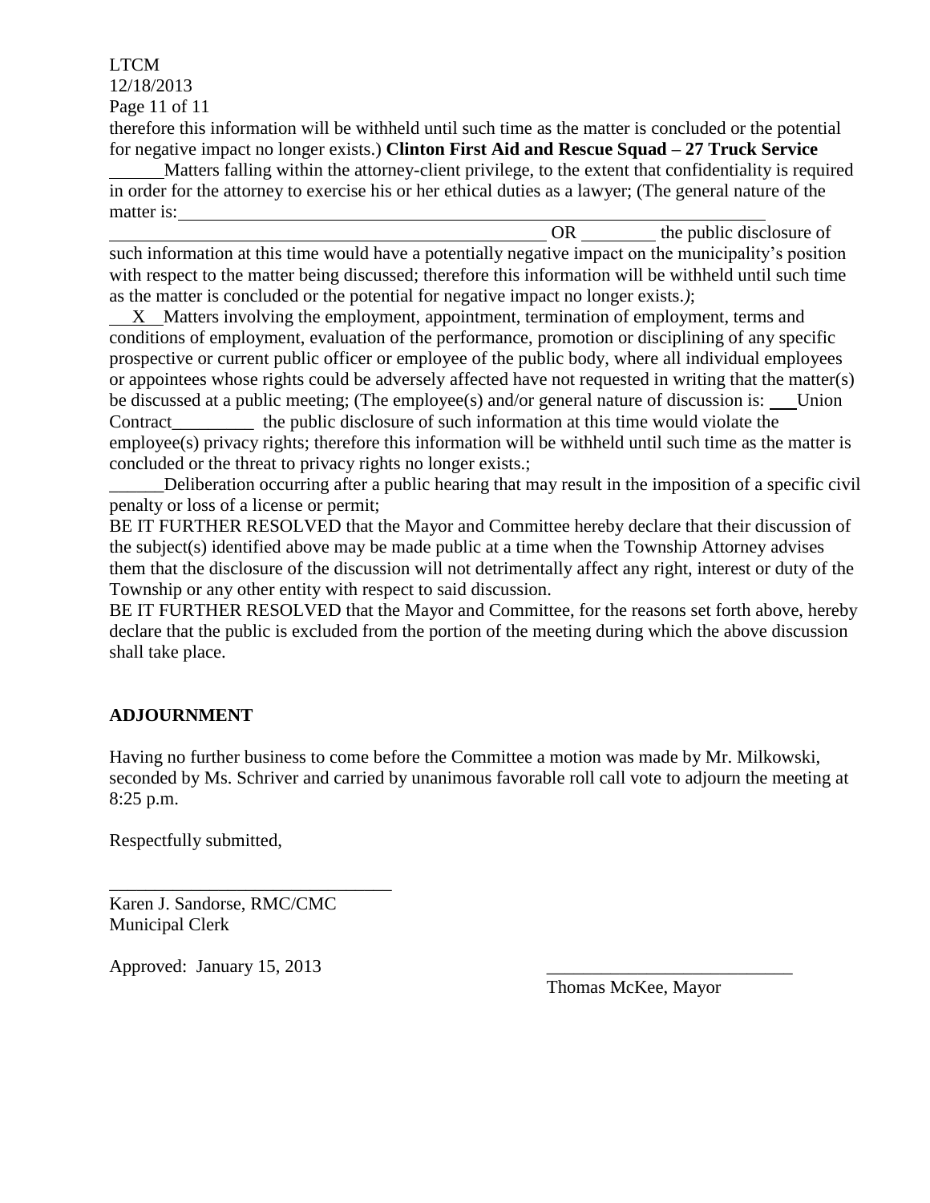therefore this information will be withheld until such time as the matter is concluded or the potential for negative impact no longer exists.) **Clinton First Aid and Rescue Squad – 27 Truck Service**

______Matters falling within the attorney-client privilege, to the extent that confidentiality is required in order for the attorney to exercise his or her ethical duties as a lawyer; (The general nature of the matter is: ________________________________________________________________________ ________________________________________________ OR ________ the public disclosure of such information at this time would have a potentially negative impact on the municipality's position with respect to the matter being discussed; therefore this information will be withheld until such time as the matter is concluded or the potential for negative impact no longer exists.*)*;

__X__ Matters involving the employment, appointment, termination of employment, terms and conditions of employment, evaluation of the performance, promotion or disciplining of any specific prospective or current public officer or employee of the public body, where all individual employees or appointees whose rights could be adversely affected have not requested in writing that the matter(s) be discussed at a public meeting; (The employee(s) and/or general nature of discussion is: ___Union Contract_________ the public disclosure of such information at this time would violate the employee(s) privacy rights; therefore this information will be withheld until such time as the matter is concluded or the threat to privacy rights no longer exists.;

______Deliberation occurring after a public hearing that may result in the imposition of a specific civil penalty or loss of a license or permit;

BE IT FURTHER RESOLVED that the Mayor and Committee hereby declare that their discussion of the subject(s) identified above may be made public at a time when the Township Attorney advises them that the disclosure of the discussion will not detrimentally affect any right, interest or duty of the Township or any other entity with respect to said discussion.

BE IT FURTHER RESOLVED that the Mayor and Committee, for the reasons set forth above, hereby declare that the public is excluded from the portion of the meeting during which the above discussion shall take place.

**ADJOURNMENT**

Having no further business to come before the Committee a motion was made by Mr. Milkowski, seconded by Ms. Schriver and carried by unanimous favorable roll call vote to adjourn the meeting at 8:25 p.m.

Respectfully submitted,

________________________________
Karen J. Sandorse, RMC/CMC
Municipal Clerk

Approved: January 15, 2013

___________________________
Thomas McKee, Mayor